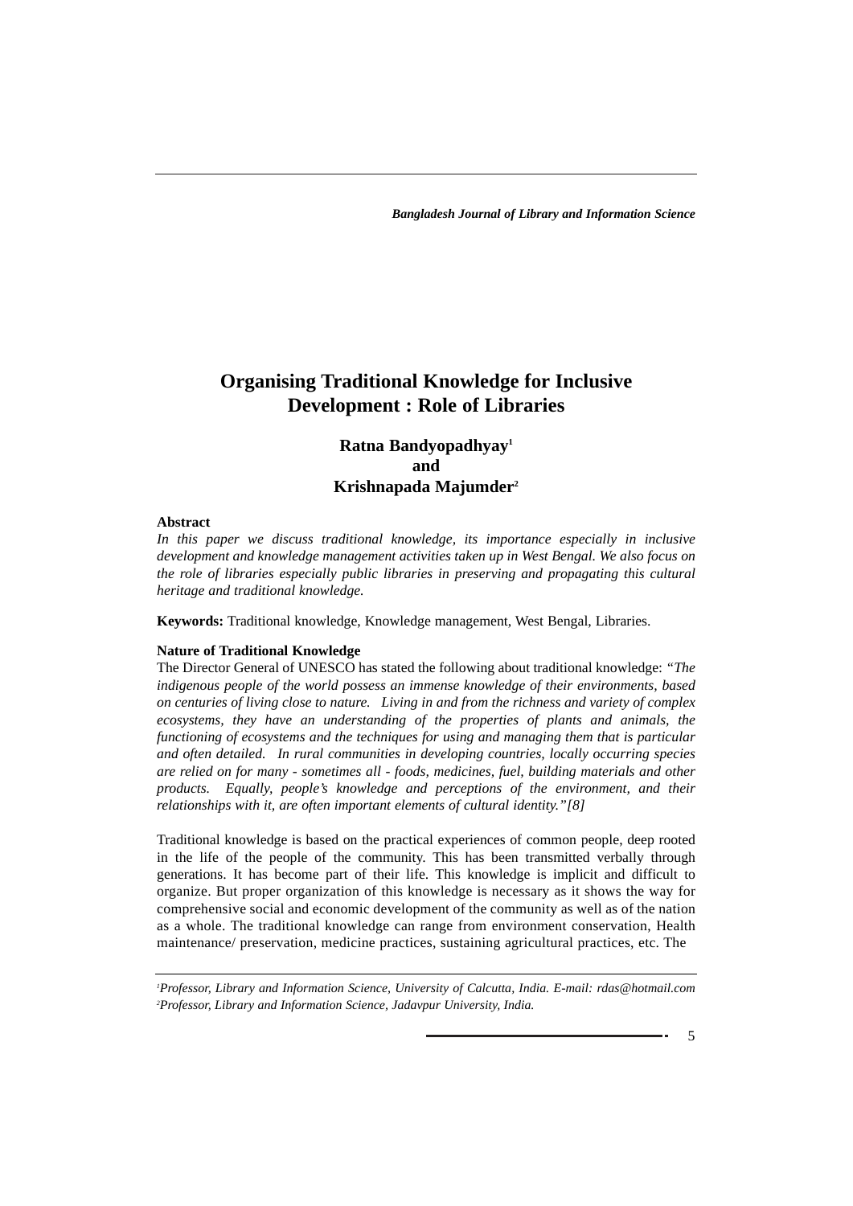# Organising Traditional Knowledge for Inclusive Development : Role of Libraries

**Ratna Bandyopadhyay[1]**
**and**
**Krishnapada Majumder[2]**

**Abstract**

*In this paper we discuss traditional knowledge, its importance especially in inclusive development and knowledge management activities taken up in West Bengal. We also focus on the role of libraries especially public libraries in preserving and propagating this cultural heritage and traditional knowledge.*

**Keywords:** Traditional knowledge, Knowledge management, West Bengal, Libraries.

**Nature of Traditional Knowledge**

The Director General of UNESCO has stated the following about traditional knowledge: *"The indigenous people of the world possess an immense knowledge of their environments, based on centuries of living close to nature. Living in and from the richness and variety of complex ecosystems, they have an understanding of the properties of plants and animals, the functioning of ecosystems and the techniques for using and managing them that is particular and often detailed. In rural communities in developing countries, locally occurring species are relied on for many - sometimes all - foods, medicines, fuel, building materials and other products. Equally, people's knowledge and perceptions of the environment, and their relationships with it, are often important elements of cultural identity."[8]*

Traditional knowledge is based on the practical experiences of common people, deep rooted in the life of the people of the community. This has been transmitted verbally through generations. It has become part of their life. This knowledge is implicit and difficult to organize. But proper organization of this knowledge is necessary as it shows the way for comprehensive social and economic development of the community as well as of the nation as a whole. The traditional knowledge can range from environment conservation, Health maintenance/ preservation, medicine practices, sustaining agricultural practices, etc. The

---

[1] *Professor, Library and Information Science, University of Calcutta, India. E-mail: rdas@hotmail.com*
[2] *Professor, Library and Information Science, Jadavpur University, India.*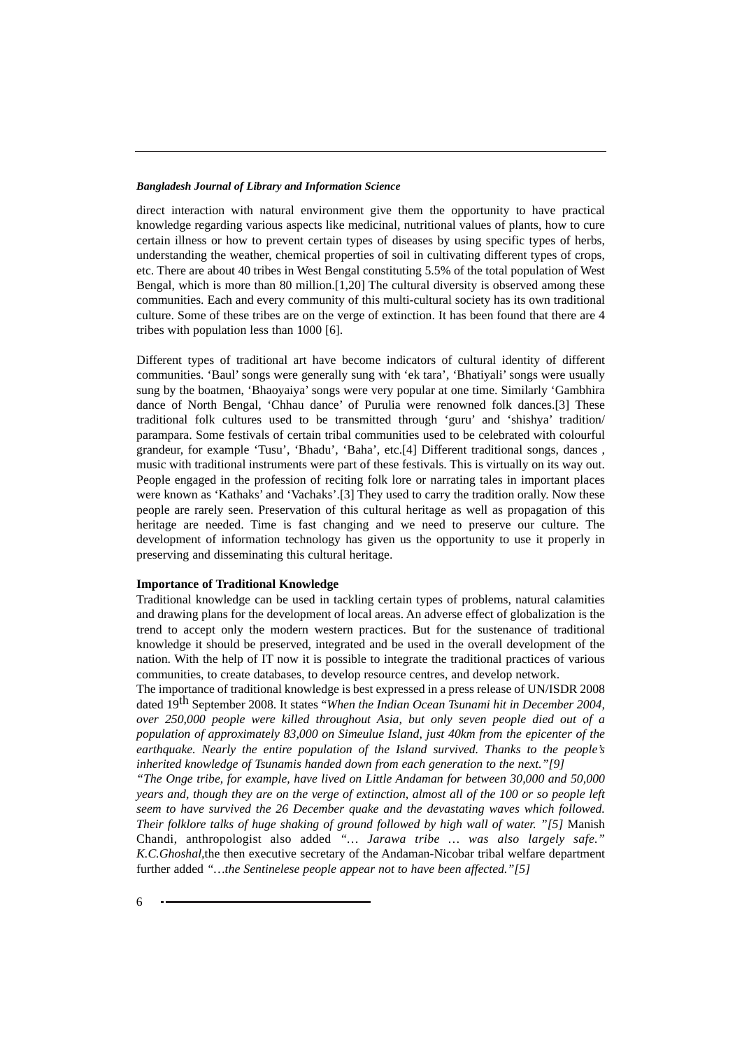direct interaction with natural environment give them the opportunity to have practical knowledge regarding various aspects like medicinal, nutritional values of plants, how to cure certain illness or how to prevent certain types of diseases by using specific types of herbs, understanding the weather, chemical properties of soil in cultivating different types of crops, etc. There are about 40 tribes in West Bengal constituting 5.5% of the total population of West Bengal, which is more than 80 million.[1,20] The cultural diversity is observed among these communities. Each and every community of this multi-cultural society has its own traditional culture. Some of these tribes are on the verge of extinction. It has been found that there are 4 tribes with population less than 1000 [6].

Different types of traditional art have become indicators of cultural identity of different communities. 'Baul' songs were generally sung with 'ek tara', 'Bhatiyali' songs were usually sung by the boatmen, 'Bhaoyaiya' songs were very popular at one time. Similarly 'Gambhira dance of North Bengal, 'Chhau dance' of Purulia were renowned folk dances.[3] These traditional folk cultures used to be transmitted through 'guru' and 'shishya' tradition/ parampara. Some festivals of certain tribal communities used to be celebrated with colourful grandeur, for example 'Tusu', 'Bhadu', 'Baha', etc.[4] Different traditional songs, dances , music with traditional instruments were part of these festivals. This is virtually on its way out. People engaged in the profession of reciting folk lore or narrating tales in important places were known as 'Kathaks' and 'Vachaks'.[3] They used to carry the tradition orally. Now these people are rarely seen. Preservation of this cultural heritage as well as propagation of this heritage are needed. Time is fast changing and we need to preserve our culture. The development of information technology has given us the opportunity to use it properly in preserving and disseminating this cultural heritage.

**Importance of Traditional Knowledge**

Traditional knowledge can be used in tackling certain types of problems, natural calamities and drawing plans for the development of local areas. An adverse effect of globalization is the trend to accept only the modern western practices. But for the sustenance of traditional knowledge it should be preserved, integrated and be used in the overall development of the nation. With the help of IT now it is possible to integrate the traditional practices of various communities, to create databases, to develop resource centres, and develop network.

The importance of traditional knowledge is best expressed in a press release of UN/ISDR 2008 dated 19th September 2008. It states "*When the Indian Ocean Tsunami hit in December 2004, over 250,000 people were killed throughout Asia, but only seven people died out of a population of approximately 83,000 on Simeulue Island, just 40km from the epicenter of the earthquake. Nearly the entire population of the Island survived. Thanks to the people's inherited knowledge of Tsunamis handed down from each generation to the next."[9]*

*"The Onge tribe, for example, have lived on Little Andaman for between 30,000 and 50,000 years and, though they are on the verge of extinction, almost all of the 100 or so people left seem to have survived the 26 December quake and the devastating waves which followed. Their folklore talks of huge shaking of ground followed by high wall of water. "[5]* Manish Chandi, anthropologist also added *"… Jarawa tribe … was also largely safe." K.C.Ghoshal*,the then executive secretary of the Andaman-Nicobar tribal welfare department further added *"…the Sentinelese people appear not to have been affected."[5]*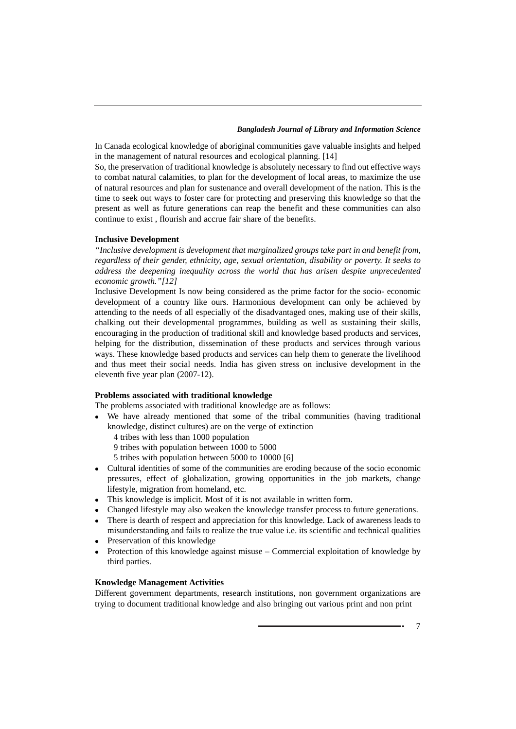In Canada ecological knowledge of aboriginal communities gave valuable insights and helped in the management of natural resources and ecological planning. [14]

So, the preservation of traditional knowledge is absolutely necessary to find out effective ways to combat natural calamities, to plan for the development of local areas, to maximize the use of natural resources and plan for sustenance and overall development of the nation. This is the time to seek out ways to foster care for protecting and preserving this knowledge so that the present as well as future generations can reap the benefit and these communities can also continue to exist , flourish and accrue fair share of the benefits.

**Inclusive Development**

*"Inclusive development is development that marginalized groups take part in and benefit from, regardless of their gender, ethnicity, age, sexual orientation, disability or poverty. It seeks to address the deepening inequality across the world that has arisen despite unprecedented economic growth."[12]*

Inclusive Development Is now being considered as the prime factor for the socio- economic development of a country like ours. Harmonious development can only be achieved by attending to the needs of all especially of the disadvantaged ones, making use of their skills, chalking out their developmental programmes, building as well as sustaining their skills, encouraging in the production of traditional skill and knowledge based products and services, helping for the distribution, dissemination of these products and services through various ways. These knowledge based products and services can help them to generate the livelihood and thus meet their social needs. India has given stress on inclusive development in the eleventh five year plan (2007-12).

**Problems associated with traditional knowledge**

The problems associated with traditional knowledge are as follows:

- We have already mentioned that some of the tribal communities (having traditional knowledge, distinct cultures) are on the verge of extinction
  - 4 tribes with less than 1000 population
  - 9 tribes with population between 1000 to 5000
  - 5 tribes with population between 5000 to 10000 [6]
- Cultural identities of some of the communities are eroding because of the socio economic pressures, effect of globalization, growing opportunities in the job markets, change lifestyle, migration from homeland, etc.
- This knowledge is implicit. Most of it is not available in written form.
- Changed lifestyle may also weaken the knowledge transfer process to future generations.
- There is dearth of respect and appreciation for this knowledge. Lack of awareness leads to misunderstanding and fails to realize the true value i.e. its scientific and technical qualities
- Preservation of this knowledge
- Protection of this knowledge against misuse – Commercial exploitation of knowledge by third parties.

**Knowledge Management Activities**

Different government departments, research institutions, non government organizations are trying to document traditional knowledge and also bringing out various print and non print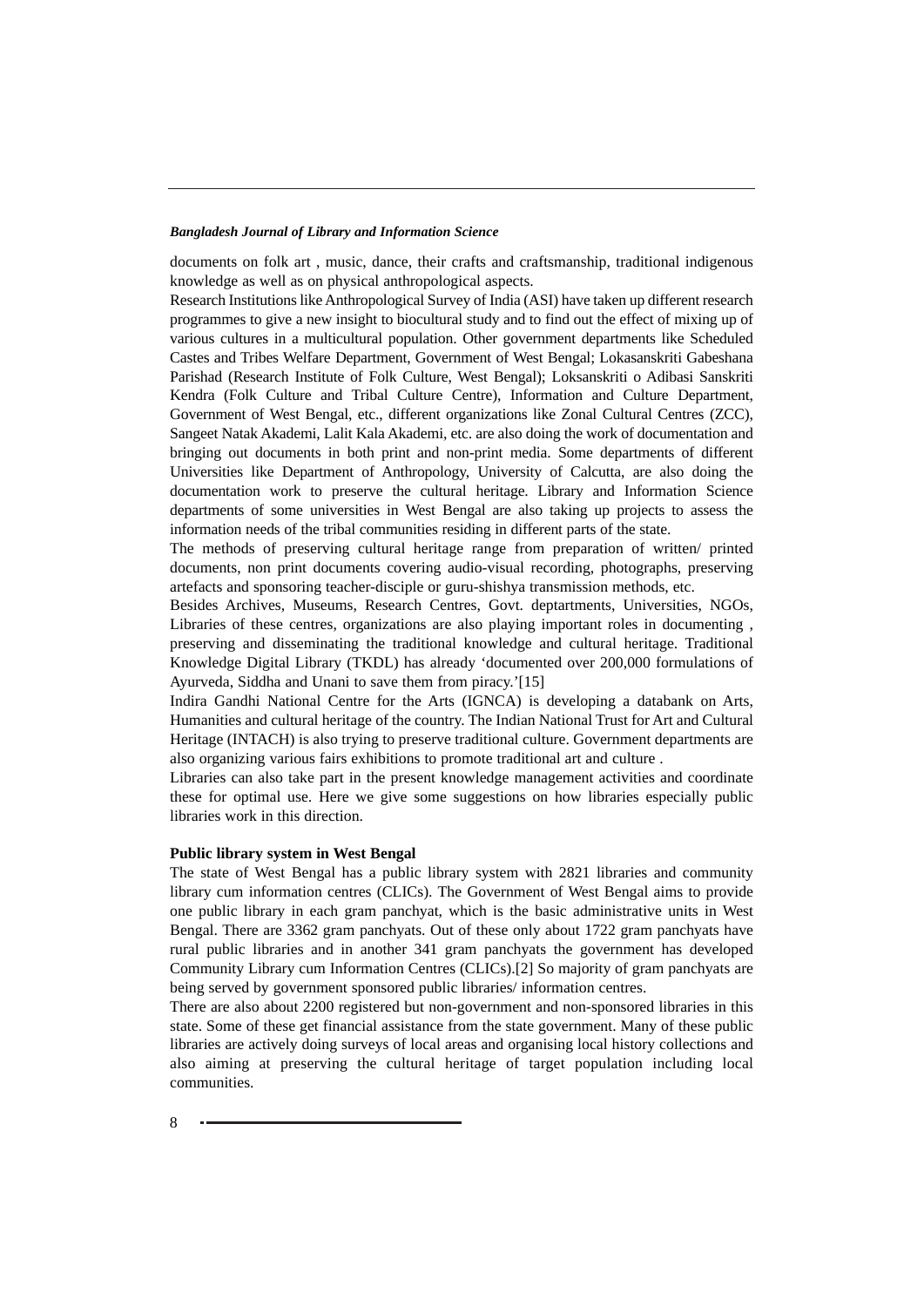documents on folk art , music, dance, their crafts and craftsmanship, traditional indigenous knowledge as well as on physical anthropological aspects.

Research Institutions like Anthropological Survey of India (ASI) have taken up different research programmes to give a new insight to biocultural study and to find out the effect of mixing up of various cultures in a multicultural population. Other government departments like Scheduled Castes and Tribes Welfare Department, Government of West Bengal; Lokasanskriti Gabeshana Parishad (Research Institute of Folk Culture, West Bengal); Loksanskriti o Adibasi Sanskriti Kendra (Folk Culture and Tribal Culture Centre), Information and Culture Department, Government of West Bengal, etc., different organizations like Zonal Cultural Centres (ZCC), Sangeet Natak Akademi, Lalit Kala Akademi, etc. are also doing the work of documentation and bringing out documents in both print and non-print media. Some departments of different Universities like Department of Anthropology, University of Calcutta, are also doing the documentation work to preserve the cultural heritage. Library and Information Science departments of some universities in West Bengal are also taking up projects to assess the information needs of the tribal communities residing in different parts of the state.

The methods of preserving cultural heritage range from preparation of written/ printed documents, non print documents covering audio-visual recording, photographs, preserving artefacts and sponsoring teacher-disciple or guru-shishya transmission methods, etc.

Besides Archives, Museums, Research Centres, Govt. deptartments, Universities, NGOs, Libraries of these centres, organizations are also playing important roles in documenting , preserving and disseminating the traditional knowledge and cultural heritage. Traditional Knowledge Digital Library (TKDL) has already 'documented over 200,000 formulations of Ayurveda, Siddha and Unani to save them from piracy.'[15]

Indira Gandhi National Centre for the Arts (IGNCA) is developing a databank on Arts, Humanities and cultural heritage of the country. The Indian National Trust for Art and Cultural Heritage (INTACH) is also trying to preserve traditional culture. Government departments are also organizing various fairs exhibitions to promote traditional art and culture .

Libraries can also take part in the present knowledge management activities and coordinate these for optimal use. Here we give some suggestions on how libraries especially public libraries work in this direction.

**Public library system in West Bengal**

The state of West Bengal has a public library system with 2821 libraries and community library cum information centres (CLICs). The Government of West Bengal aims to provide one public library in each gram panchyat, which is the basic administrative units in West Bengal. There are 3362 gram panchyats. Out of these only about 1722 gram panchyats have rural public libraries and in another 341 gram panchyats the government has developed Community Library cum Information Centres (CLICs).[2] So majority of gram panchyats are being served by government sponsored public libraries/ information centres.

There are also about 2200 registered but non-government and non-sponsored libraries in this state. Some of these get financial assistance from the state government. Many of these public libraries are actively doing surveys of local areas and organising local history collections and also aiming at preserving the cultural heritage of target population including local communities.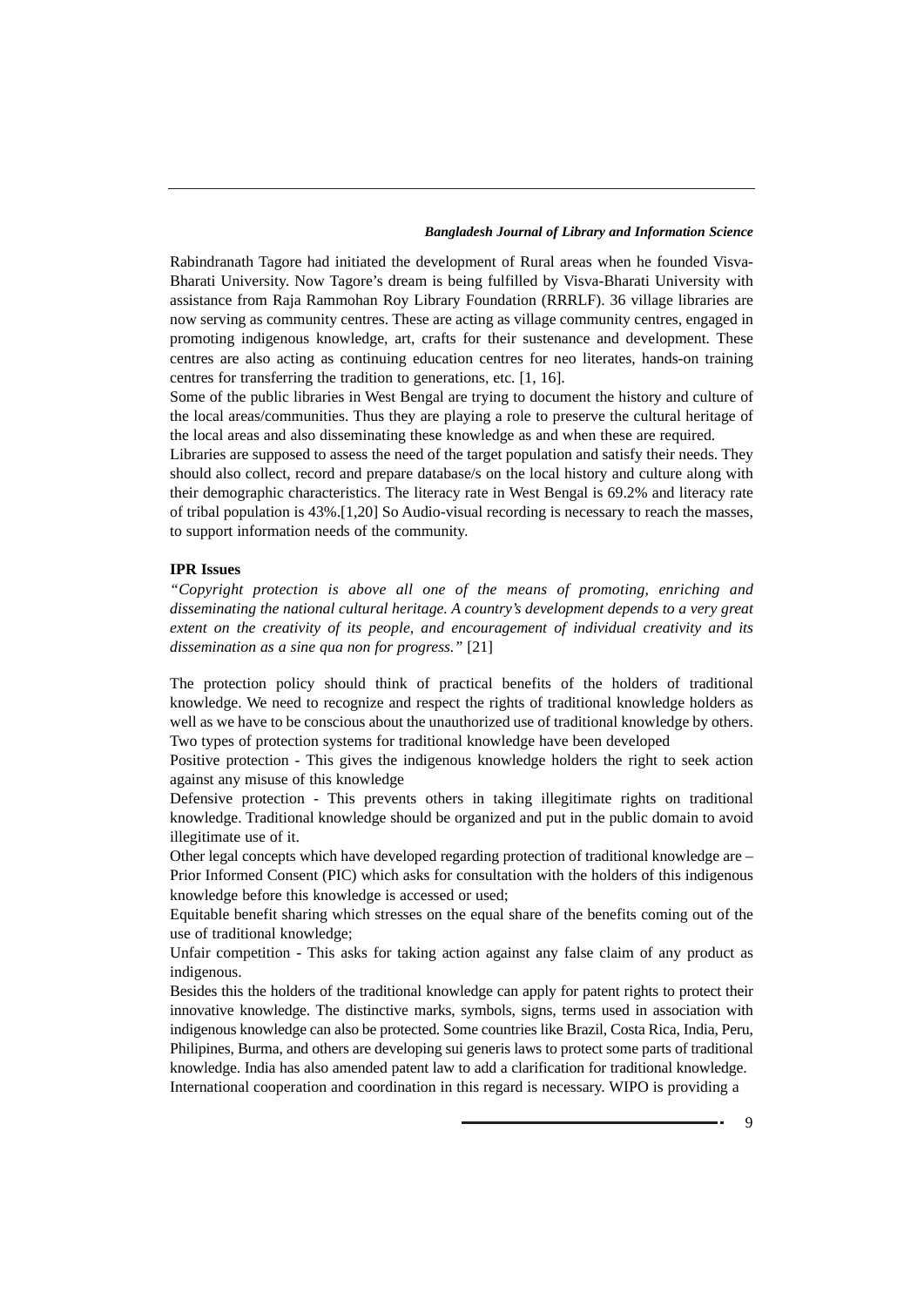Rabindranath Tagore had initiated the development of Rural areas when he founded Visva-Bharati University. Now Tagore's dream is being fulfilled by Visva-Bharati University with assistance from Raja Rammohan Roy Library Foundation (RRRLF). 36 village libraries are now serving as community centres. These are acting as village community centres, engaged in promoting indigenous knowledge, art, crafts for their sustenance and development. These centres are also acting as continuing education centres for neo literates, hands-on training centres for transferring the tradition to generations, etc. [1, 16].

Some of the public libraries in West Bengal are trying to document the history and culture of the local areas/communities. Thus they are playing a role to preserve the cultural heritage of the local areas and also disseminating these knowledge as and when these are required.

Libraries are supposed to assess the need of the target population and satisfy their needs. They should also collect, record and prepare database/s on the local history and culture along with their demographic characteristics. The literacy rate in West Bengal is 69.2% and literacy rate of tribal population is 43%.[1,20] So Audio-visual recording is necessary to reach the masses, to support information needs of the community.

**IPR Issues**

*"Copyright protection is above all one of the means of promoting, enriching and disseminating the national cultural heritage. A country's development depends to a very great extent on the creativity of its people, and encouragement of individual creativity and its dissemination as a sine qua non for progress."* [21]

The protection policy should think of practical benefits of the holders of traditional knowledge. We need to recognize and respect the rights of traditional knowledge holders as well as we have to be conscious about the unauthorized use of traditional knowledge by others.

Two types of protection systems for traditional knowledge have been developed

Positive protection - This gives the indigenous knowledge holders the right to seek action against any misuse of this knowledge

Defensive protection - This prevents others in taking illegitimate rights on traditional knowledge. Traditional knowledge should be organized and put in the public domain to avoid illegitimate use of it.

Other legal concepts which have developed regarding protection of traditional knowledge are – Prior Informed Consent (PIC) which asks for consultation with the holders of this indigenous knowledge before this knowledge is accessed or used;

Equitable benefit sharing which stresses on the equal share of the benefits coming out of the use of traditional knowledge;

Unfair competition - This asks for taking action against any false claim of any product as indigenous.

Besides this the holders of the traditional knowledge can apply for patent rights to protect their innovative knowledge. The distinctive marks, symbols, signs, terms used in association with indigenous knowledge can also be protected. Some countries like Brazil, Costa Rica, India, Peru, Philipines, Burma, and others are developing sui generis laws to protect some parts of traditional knowledge. India has also amended patent law to add a clarification for traditional knowledge.

International cooperation and coordination in this regard is necessary. WIPO is providing a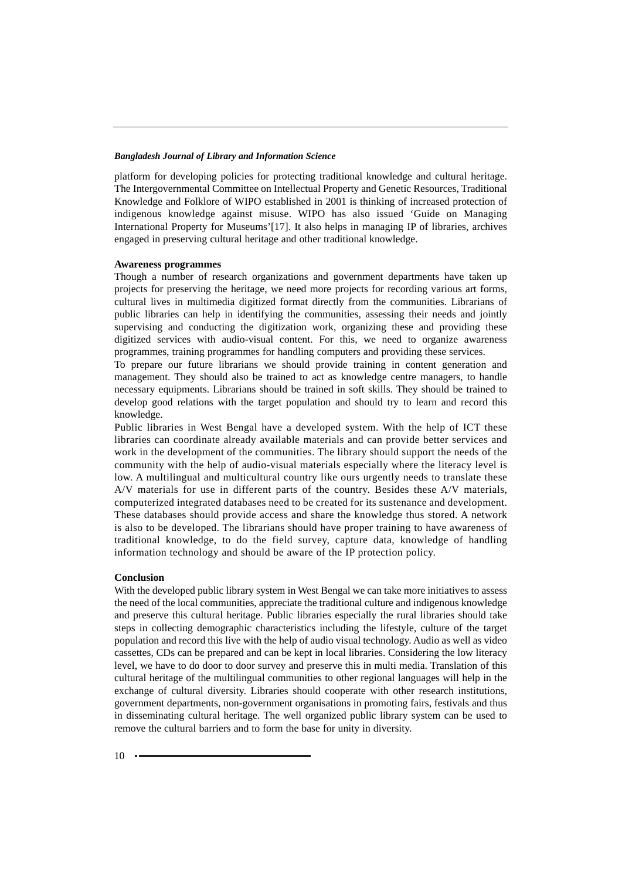platform for developing policies for protecting traditional knowledge and cultural heritage. The Intergovernmental Committee on Intellectual Property and Genetic Resources, Traditional Knowledge and Folklore of WIPO established in 2001 is thinking of increased protection of indigenous knowledge against misuse. WIPO has also issued 'Guide on Managing International Property for Museums'[17]. It also helps in managing IP of libraries, archives engaged in preserving cultural heritage and other traditional knowledge.

**Awareness programmes**

Though a number of research organizations and government departments have taken up projects for preserving the heritage, we need more projects for recording various art forms, cultural lives in multimedia digitized format directly from the communities. Librarians of public libraries can help in identifying the communities, assessing their needs and jointly supervising and conducting the digitization work, organizing these and providing these digitized services with audio-visual content. For this, we need to organize awareness programmes, training programmes for handling computers and providing these services.

To prepare our future librarians we should provide training in content generation and management. They should also be trained to act as knowledge centre managers, to handle necessary equipments. Librarians should be trained in soft skills. They should be trained to develop good relations with the target population and should try to learn and record this knowledge.

Public libraries in West Bengal have a developed system. With the help of ICT these libraries can coordinate already available materials and can provide better services and work in the development of the communities. The library should support the needs of the community with the help of audio-visual materials especially where the literacy level is low. A multilingual and multicultural country like ours urgently needs to translate these A/V materials for use in different parts of the country. Besides these A/V materials, computerized integrated databases need to be created for its sustenance and development. These databases should provide access and share the knowledge thus stored. A network is also to be developed. The librarians should have proper training to have awareness of traditional knowledge, to do the field survey, capture data, knowledge of handling information technology and should be aware of the IP protection policy.

**Conclusion**

With the developed public library system in West Bengal we can take more initiatives to assess the need of the local communities, appreciate the traditional culture and indigenous knowledge and preserve this cultural heritage. Public libraries especially the rural libraries should take steps in collecting demographic characteristics including the lifestyle, culture of the target population and record this live with the help of audio visual technology. Audio as well as video cassettes, CDs can be prepared and can be kept in local libraries. Considering the low literacy level, we have to do door to door survey and preserve this in multi media. Translation of this cultural heritage of the multilingual communities to other regional languages will help in the exchange of cultural diversity. Libraries should cooperate with other research institutions, government departments, non-government organisations in promoting fairs, festivals and thus in disseminating cultural heritage. The well organized public library system can be used to remove the cultural barriers and to form the base for unity in diversity.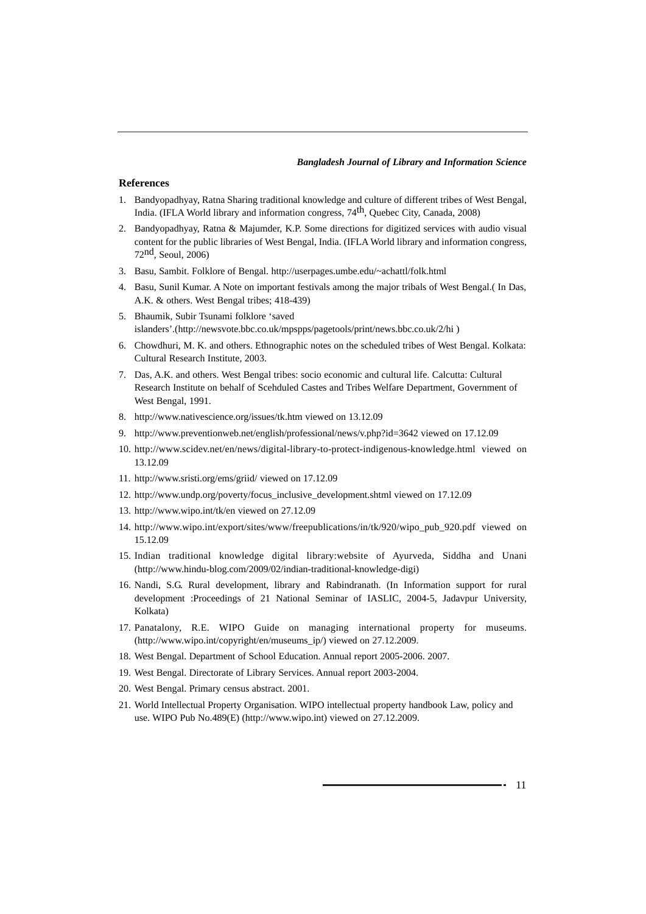## References

1. Bandyopadhyay, Ratna Sharing traditional knowledge and culture of different tribes of West Bengal, India. (IFLA World library and information congress, 74th, Quebec City, Canada, 2008)
2. Bandyopadhyay, Ratna & Majumder, K.P. Some directions for digitized services with audio visual content for the public libraries of West Bengal, India. (IFLA World library and information congress, 72nd, Seoul, 2006)
3. Basu, Sambit. Folklore of Bengal. http://userpages.umbe.edu/~achattl/folk.html
4. Basu, Sunil Kumar. A Note on important festivals among the major tribals of West Bengal.( In Das, A.K. & others. West Bengal tribes; 418-439)
5. Bhaumik, Subir Tsunami folklore 'saved islanders'.(http://newsvote.bbc.co.uk/mpspps/pagetools/print/news.bbc.co.uk/2/hi )
6. Chowdhuri, M. K. and others. Ethnographic notes on the scheduled tribes of West Bengal. Kolkata: Cultural Research Institute, 2003.
7. Das, A.K. and others. West Bengal tribes: socio economic and cultural life. Calcutta: Cultural Research Institute on behalf of Scehduled Castes and Tribes Welfare Department, Government of West Bengal, 1991.
8. http://www.nativescience.org/issues/tk.htm viewed on 13.12.09
9. http://www.preventionweb.net/english/professional/news/v.php?id=3642 viewed on 17.12.09
10. http://www.scidev.net/en/news/digital-library-to-protect-indigenous-knowledge.html viewed on 13.12.09
11. http://www.sristi.org/ems/griid/ viewed on 17.12.09
12. http://www.undp.org/poverty/focus_inclusive_development.shtml viewed on 17.12.09
13. http://www.wipo.int/tk/en viewed on 27.12.09
14. http://www.wipo.int/export/sites/www/freepublications/in/tk/920/wipo_pub_920.pdf viewed on 15.12.09
15. Indian traditional knowledge digital library:website of Ayurveda, Siddha and Unani (http://www.hindu-blog.com/2009/02/indian-traditional-knowledge-digi)
16. Nandi, S.G. Rural development, library and Rabindranath. (In Information support for rural development :Proceedings of 21 National Seminar of IASLIC, 2004-5, Jadavpur University, Kolkata)
17. Panatalony, R.E. WIPO Guide on managing international property for museums. (http://www.wipo.int/copyright/en/museums_ip/) viewed on 27.12.2009.
18. West Bengal. Department of School Education. Annual report 2005-2006. 2007.
19. West Bengal. Directorate of Library Services. Annual report 2003-2004.
20. West Bengal. Primary census abstract. 2001.
21. World Intellectual Property Organisation. WIPO intellectual property handbook Law, policy and use. WIPO Pub No.489(E) (http://www.wipo.int) viewed on 27.12.2009.